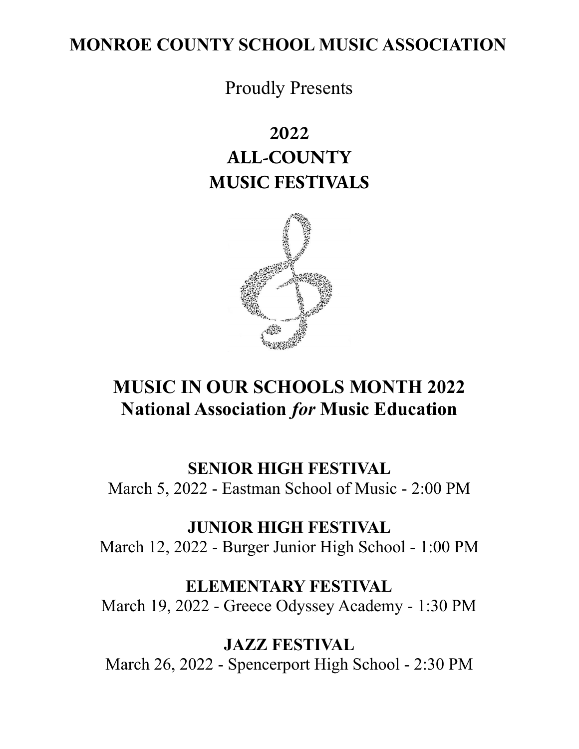# MONROE COUNTY SCHOOL MUSIC ASSOCIATION

Proudly Presents

## 2022
## ALL-COUNTY
## MUSIC FESTIVALS

## MUSIC IN OUR SCHOOLS MONTH 2022
**National Association *for* Music Education**

**SENIOR HIGH FESTIVAL**
March 5, 2022 - Eastman School of Music - 2:00 PM

**JUNIOR HIGH FESTIVAL**
March 12, 2022 - Burger Junior High School - 1:00 PM

**ELEMENTARY FESTIVAL**
March 19, 2022 - Greece Odyssey Academy - 1:30 PM

**JAZZ FESTIVAL**
March 26, 2022 - Spencerport High School - 2:30 PM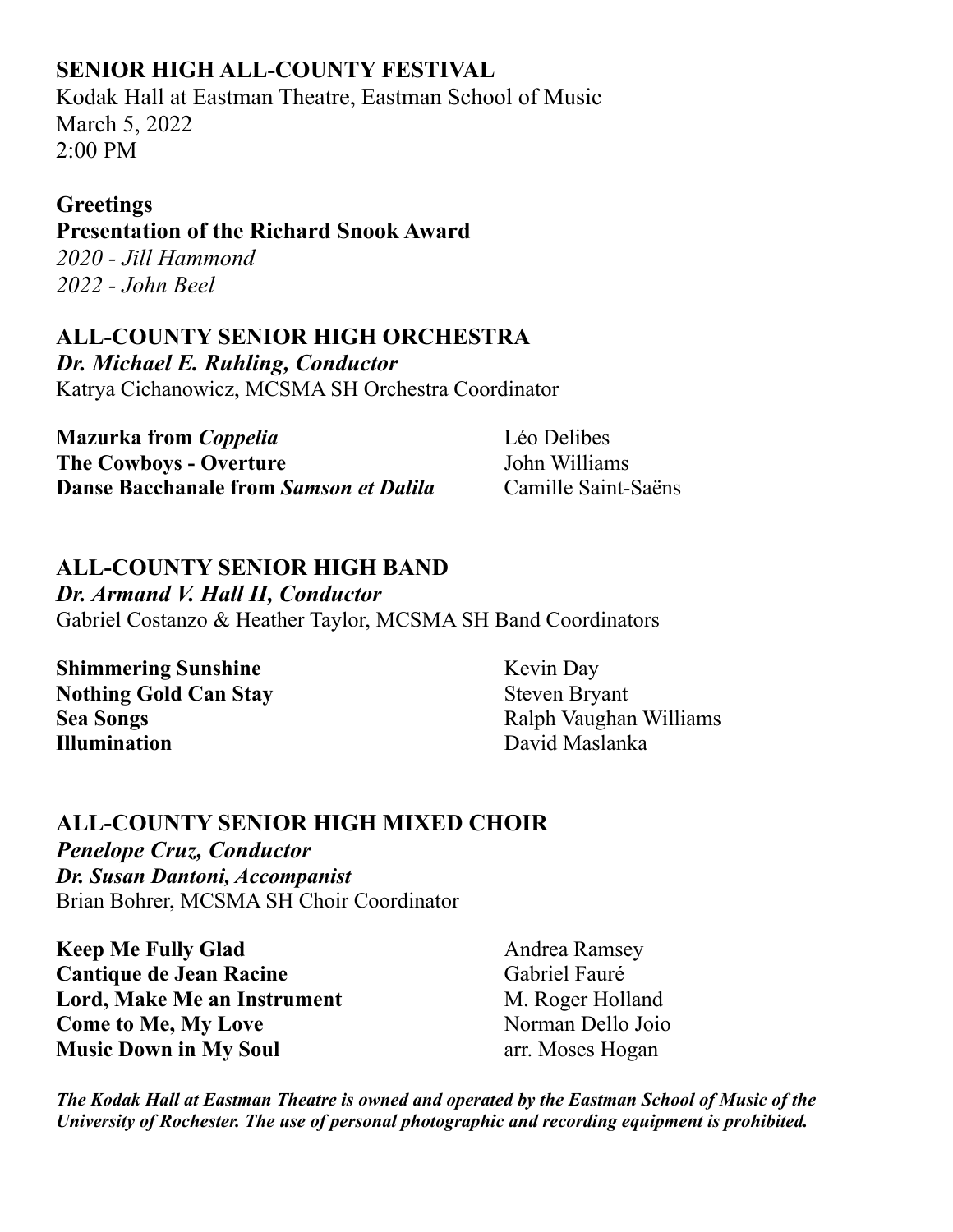## SENIOR HIGH ALL-COUNTY FESTIVAL

Kodak Hall at Eastman Theatre, Eastman School of Music
March 5, 2022
2:00 PM

**Greetings**
**Presentation of the Richard Snook Award**
*2020 - Jill Hammond*
*2022 - John Beel*

### ALL-COUNTY SENIOR HIGH ORCHESTRA

***Dr. Michael E. Ruhling, Conductor***
Katrya Cichanowicz, MCSMA SH Orchestra Coordinator

**Mazurka from *Coppelia*** — Léo Delibes
**The Cowboys - Overture** — John Williams
**Danse Bacchanale from *Samson et Dalila*** — Camille Saint-Saëns

### ALL-COUNTY SENIOR HIGH BAND

***Dr. Armand V. Hall II, Conductor***
Gabriel Costanzo & Heather Taylor, MCSMA SH Band Coordinators

**Shimmering Sunshine** — Kevin Day
**Nothing Gold Can Stay** — Steven Bryant
**Sea Songs** — Ralph Vaughan Williams
**Illumination** — David Maslanka

### ALL-COUNTY SENIOR HIGH MIXED CHOIR

***Penelope Cruz, Conductor***
***Dr. Susan Dantoni, Accompanist***
Brian Bohrer, MCSMA SH Choir Coordinator

**Keep Me Fully Glad** — Andrea Ramsey
**Cantique de Jean Racine** — Gabriel Fauré
**Lord, Make Me an Instrument** — M. Roger Holland
**Come to Me, My Love** — Norman Dello Joio
**Music Down in My Soul** — arr. Moses Hogan

***The Kodak Hall at Eastman Theatre is owned and operated by the Eastman School of Music of the University of Rochester. The use of personal photographic and recording equipment is prohibited.***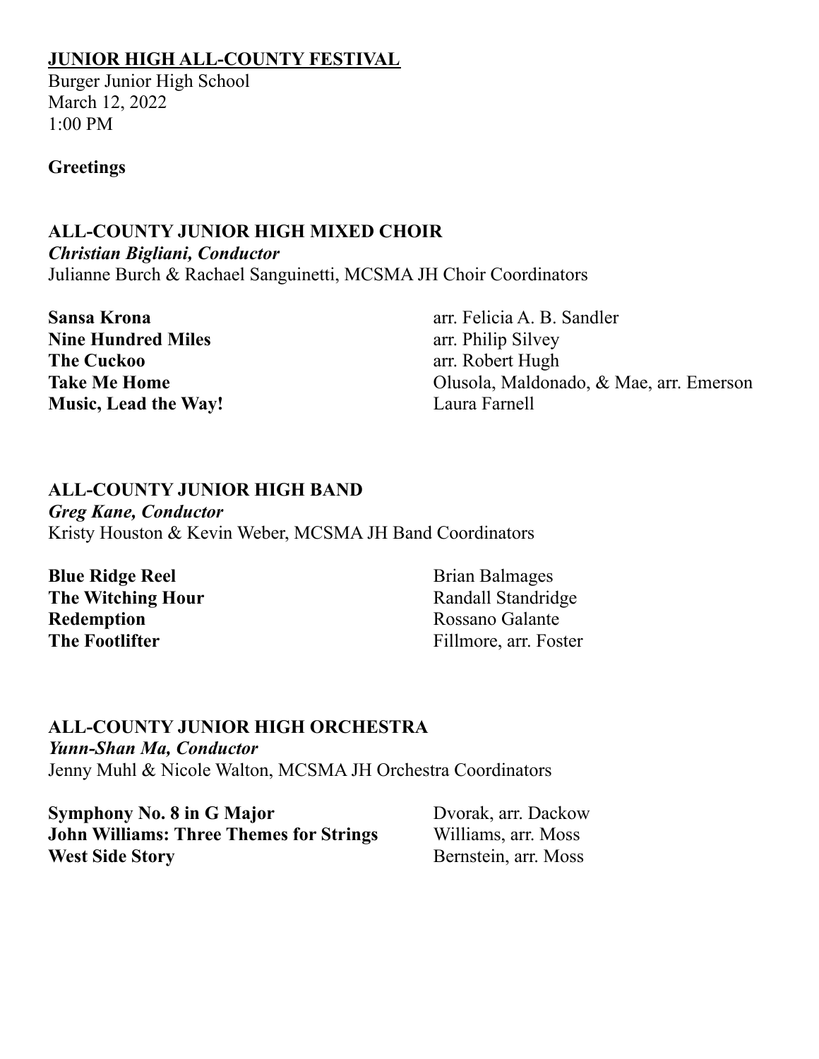# JUNIOR HIGH ALL-COUNTY FESTIVAL

Burger Junior High School
March 12, 2022
1:00 PM

**Greetings**

## ALL-COUNTY JUNIOR HIGH MIXED CHOIR

***Christian Bigliani, Conductor***
Julianne Burch & Rachael Sanguinetti, MCSMA JH Choir Coordinators

| | |
|---|---|
| **Sansa Krona** | arr. Felicia A. B. Sandler |
| **Nine Hundred Miles** | arr. Philip Silvey |
| **The Cuckoo** | arr. Robert Hugh |
| **Take Me Home** | Olusola, Maldonado, & Mae, arr. Emerson |
| **Music, Lead the Way!** | Laura Farnell |

## ALL-COUNTY JUNIOR HIGH BAND

***Greg Kane, Conductor***
Kristy Houston & Kevin Weber, MCSMA JH Band Coordinators

| | |
|---|---|
| **Blue Ridge Reel** | Brian Balmages |
| **The Witching Hour** | Randall Standridge |
| **Redemption** | Rossano Galante |
| **The Footlifter** | Fillmore, arr. Foster |

## ALL-COUNTY JUNIOR HIGH ORCHESTRA

***Yunn-Shan Ma, Conductor***
Jenny Muhl & Nicole Walton, MCSMA JH Orchestra Coordinators

| | |
|---|---|
| **Symphony No. 8 in G Major** | Dvorak, arr. Dackow |
| **John Williams: Three Themes for Strings** | Williams, arr. Moss |
| **West Side Story** | Bernstein, arr. Moss |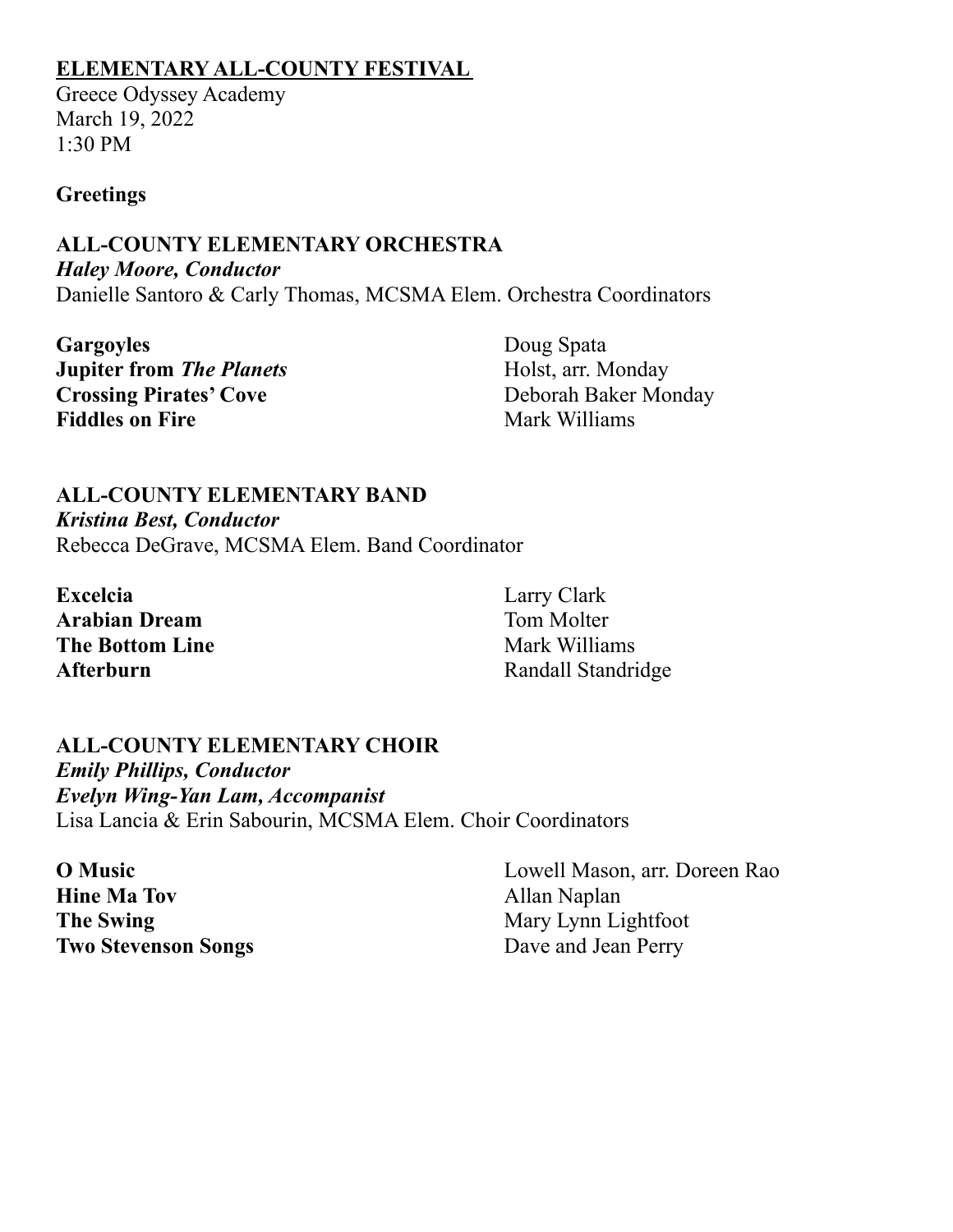## ELEMENTARY ALL-COUNTY FESTIVAL

Greece Odyssey Academy
March 19, 2022
1:30 PM

**Greetings**

### ALL-COUNTY ELEMENTARY ORCHESTRA

***Haley Moore, Conductor***
Danielle Santoro & Carly Thomas, MCSMA Elem. Orchestra Coordinators

| | |
|---|---|
| **Gargoyles** | Doug Spata |
| **Jupiter from *The Planets*** | Holst, arr. Monday |
| **Crossing Pirates' Cove** | Deborah Baker Monday |
| **Fiddles on Fire** | Mark Williams |

### ALL-COUNTY ELEMENTARY BAND

***Kristina Best, Conductor***
Rebecca DeGrave, MCSMA Elem. Band Coordinator

| | |
|---|---|
| **Excelcia** | Larry Clark |
| **Arabian Dream** | Tom Molter |
| **The Bottom Line** | Mark Williams |
| **Afterburn** | Randall Standridge |

### ALL-COUNTY ELEMENTARY CHOIR

***Emily Phillips, Conductor***
***Evelyn Wing-Yan Lam, Accompanist***
Lisa Lancia & Erin Sabourin, MCSMA Elem. Choir Coordinators

| | |
|---|---|
| **O Music** | Lowell Mason, arr. Doreen Rao |
| **Hine Ma Tov** | Allan Naplan |
| **The Swing** | Mary Lynn Lightfoot |
| **Two Stevenson Songs** | Dave and Jean Perry |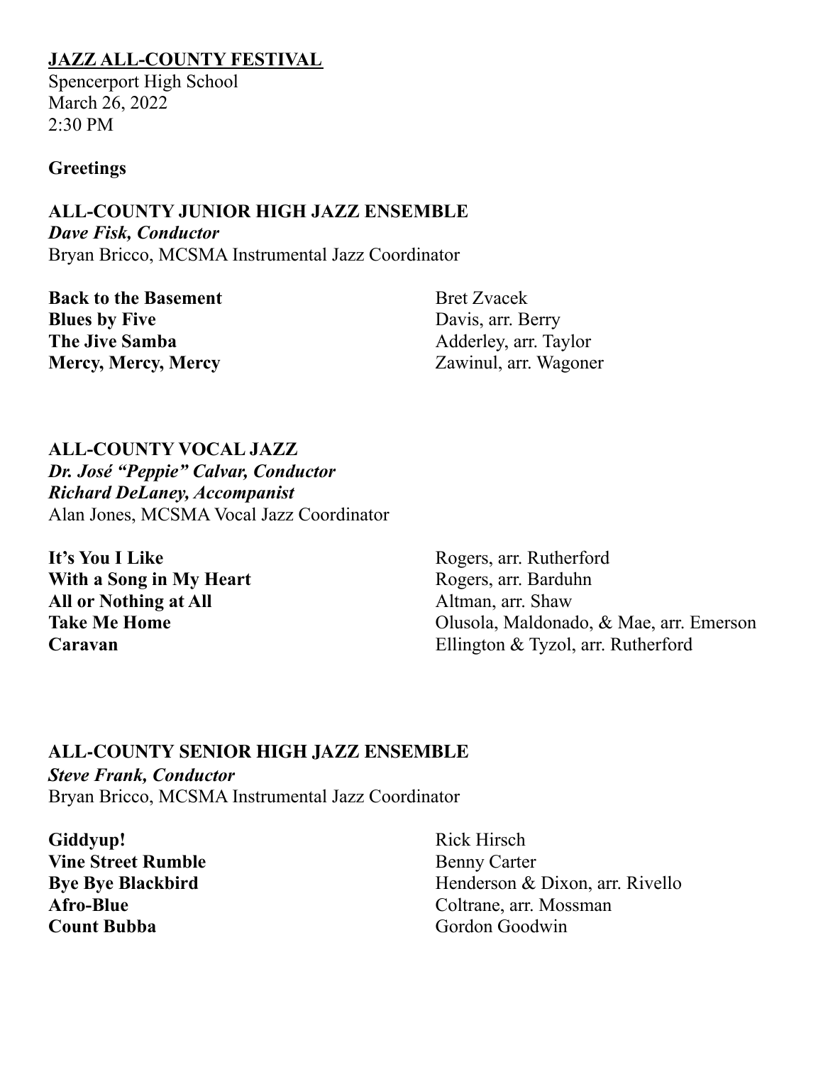## JAZZ ALL-COUNTY FESTIVAL

Spencerport High School
March 26, 2022
2:30 PM

**Greetings**

**ALL-COUNTY JUNIOR HIGH JAZZ ENSEMBLE**
***Dave Fisk, Conductor***
Bryan Bricco, MCSMA Instrumental Jazz Coordinator

| | |
|---|---|
| **Back to the Basement** | Bret Zvacek |
| **Blues by Five** | Davis, arr. Berry |
| **The Jive Samba** | Adderley, arr. Taylor |
| **Mercy, Mercy, Mercy** | Zawinul, arr. Wagoner |

**ALL-COUNTY VOCAL JAZZ**
***Dr. José "Peppie" Calvar, Conductor***
***Richard DeLaney, Accompanist***
Alan Jones, MCSMA Vocal Jazz Coordinator

| | |
|---|---|
| **It's You I Like** | Rogers, arr. Rutherford |
| **With a Song in My Heart** | Rogers, arr. Barduhn |
| **All or Nothing at All** | Altman, arr. Shaw |
| **Take Me Home** | Olusola, Maldonado, & Mae, arr. Emerson |
| **Caravan** | Ellington & Tyzol, arr. Rutherford |

**ALL-COUNTY SENIOR HIGH JAZZ ENSEMBLE**
***Steve Frank, Conductor***
Bryan Bricco, MCSMA Instrumental Jazz Coordinator

| | |
|---|---|
| **Giddyup!** | Rick Hirsch |
| **Vine Street Rumble** | Benny Carter |
| **Bye Bye Blackbird** | Henderson & Dixon, arr. Rivello |
| **Afro-Blue** | Coltrane, arr. Mossman |
| **Count Bubba** | Gordon Goodwin |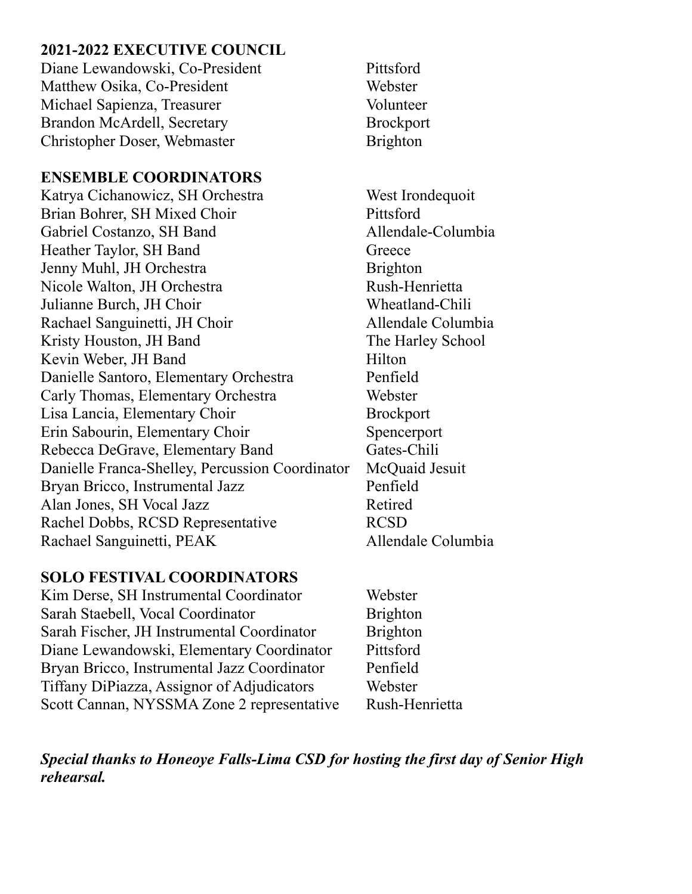## 2021-2022 EXECUTIVE COUNCIL

| | |
|---|---|
| Diane Lewandowski, Co-President | Pittsford |
| Matthew Osika, Co-President | Webster |
| Michael Sapienza, Treasurer | Volunteer |
| Brandon McArdell, Secretary | Brockport |
| Christopher Doser, Webmaster | Brighton |

## ENSEMBLE COORDINATORS

| | |
|---|---|
| Katrya Cichanowicz, SH Orchestra | West Irondequoit |
| Brian Bohrer, SH Mixed Choir | Pittsford |
| Gabriel Costanzo, SH Band | Allendale-Columbia |
| Heather Taylor, SH Band | Greece |
| Jenny Muhl, JH Orchestra | Brighton |
| Nicole Walton, JH Orchestra | Rush-Henrietta |
| Julianne Burch, JH Choir | Wheatland-Chili |
| Rachael Sanguinetti, JH Choir | Allendale Columbia |
| Kristy Houston, JH Band | The Harley School |
| Kevin Weber, JH Band | Hilton |
| Danielle Santoro, Elementary Orchestra | Penfield |
| Carly Thomas, Elementary Orchestra | Webster |
| Lisa Lancia, Elementary Choir | Brockport |
| Erin Sabourin, Elementary Choir | Spencerport |
| Rebecca DeGrave, Elementary Band | Gates-Chili |
| Danielle Franca-Shelley, Percussion Coordinator | McQuaid Jesuit |
| Bryan Bricco, Instrumental Jazz | Penfield |
| Alan Jones, SH Vocal Jazz | Retired |
| Rachel Dobbs, RCSD Representative | RCSD |
| Rachael Sanguinetti, PEAK | Allendale Columbia |

## SOLO FESTIVAL COORDINATORS

| | |
|---|---|
| Kim Derse, SH Instrumental Coordinator | Webster |
| Sarah Staebell, Vocal Coordinator | Brighton |
| Sarah Fischer, JH Instrumental Coordinator | Brighton |
| Diane Lewandowski, Elementary Coordinator | Pittsford |
| Bryan Bricco, Instrumental Jazz Coordinator | Penfield |
| Tiffany DiPiazza, Assignor of Adjudicators | Webster |
| Scott Cannan, NYSSMA Zone 2 representative | Rush-Henrietta |

***Special thanks to Honeoye Falls-Lima CSD for hosting the first day of Senior High rehearsal.***